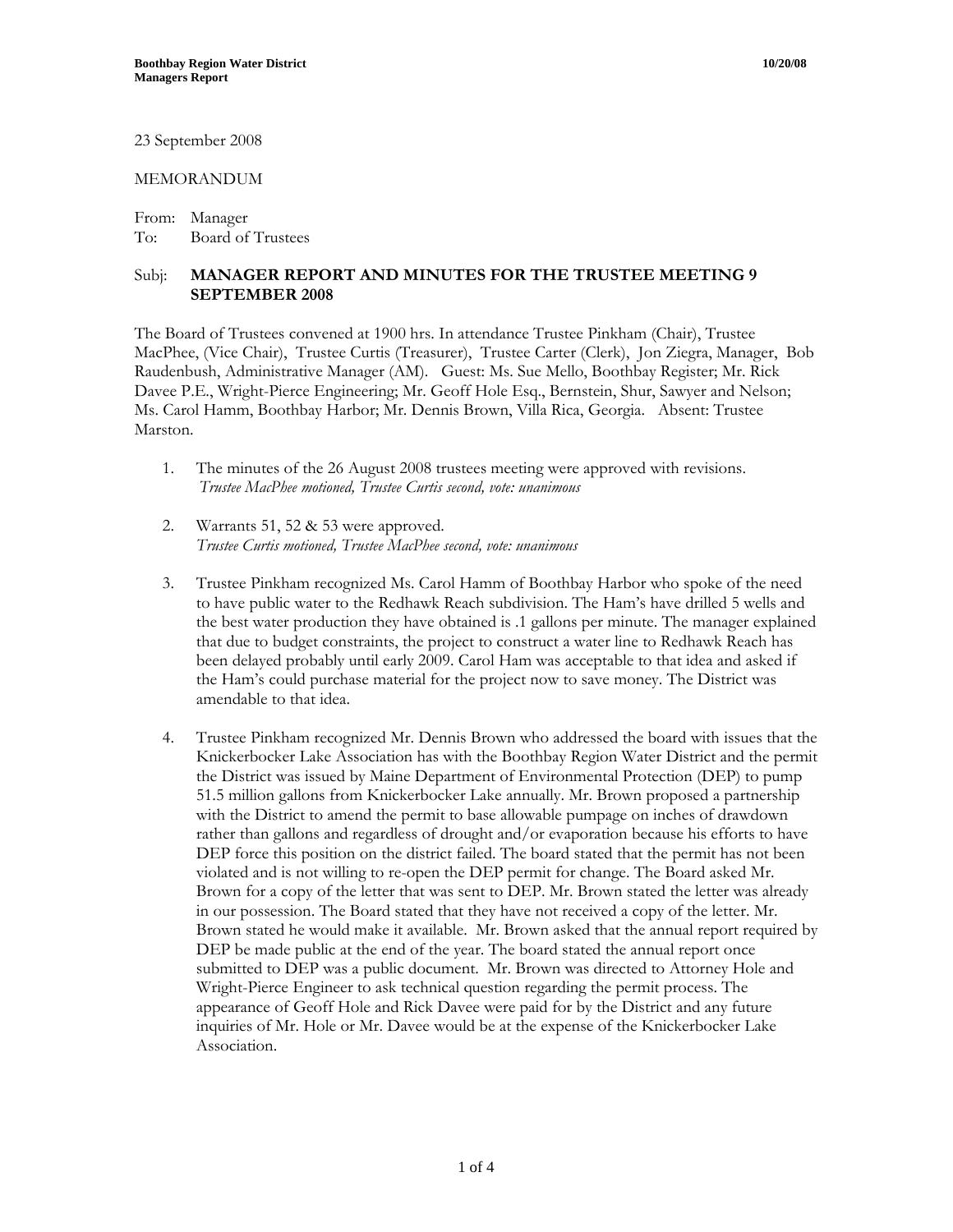23 September 2008

MEMORANDUM

From: Manager
To: Board of Trustees

Subj: **MANAGER REPORT AND MINUTES FOR THE TRUSTEE MEETING 9 SEPTEMBER 2008**

The Board of Trustees convened at 1900 hrs. In attendance Trustee Pinkham (Chair), Trustee MacPhee, (Vice Chair), Trustee Curtis (Treasurer), Trustee Carter (Clerk), Jon Ziegra, Manager, Bob Raudenbush, Administrative Manager (AM). Guest: Ms. Sue Mello, Boothbay Register; Mr. Rick Davee P.E., Wright-Pierce Engineering; Mr. Geoff Hole Esq., Bernstein, Shur, Sawyer and Nelson; Ms. Carol Hamm, Boothbay Harbor; Mr. Dennis Brown, Villa Rica, Georgia. Absent: Trustee Marston.

1. The minutes of the 26 August 2008 trustees meeting were approved with revisions.
   *Trustee MacPhee motioned, Trustee Curtis second, vote: unanimous*

2. Warrants 51, 52 & 53 were approved.
   *Trustee Curtis motioned, Trustee MacPhee second, vote: unanimous*

3. Trustee Pinkham recognized Ms. Carol Hamm of Boothbay Harbor who spoke of the need to have public water to the Redhawk Reach subdivision. The Ham's have drilled 5 wells and the best water production they have obtained is .1 gallons per minute. The manager explained that due to budget constraints, the project to construct a water line to Redhawk Reach has been delayed probably until early 2009. Carol Ham was acceptable to that idea and asked if the Ham's could purchase material for the project now to save money. The District was amendable to that idea.

4. Trustee Pinkham recognized Mr. Dennis Brown who addressed the board with issues that the Knickerbocker Lake Association has with the Boothbay Region Water District and the permit the District was issued by Maine Department of Environmental Protection (DEP) to pump 51.5 million gallons from Knickerbocker Lake annually. Mr. Brown proposed a partnership with the District to amend the permit to base allowable pumpage on inches of drawdown rather than gallons and regardless of drought and/or evaporation because his efforts to have DEP force this position on the district failed. The board stated that the permit has not been violated and is not willing to re-open the DEP permit for change. The Board asked Mr. Brown for a copy of the letter that was sent to DEP. Mr. Brown stated the letter was already in our possession. The Board stated that they have not received a copy of the letter. Mr. Brown stated he would make it available. Mr. Brown asked that the annual report required by DEP be made public at the end of the year. The board stated the annual report once submitted to DEP was a public document. Mr. Brown was directed to Attorney Hole and Wright-Pierce Engineer to ask technical question regarding the permit process. The appearance of Geoff Hole and Rick Davee were paid for by the District and any future inquiries of Mr. Hole or Mr. Davee would be at the expense of the Knickerbocker Lake Association.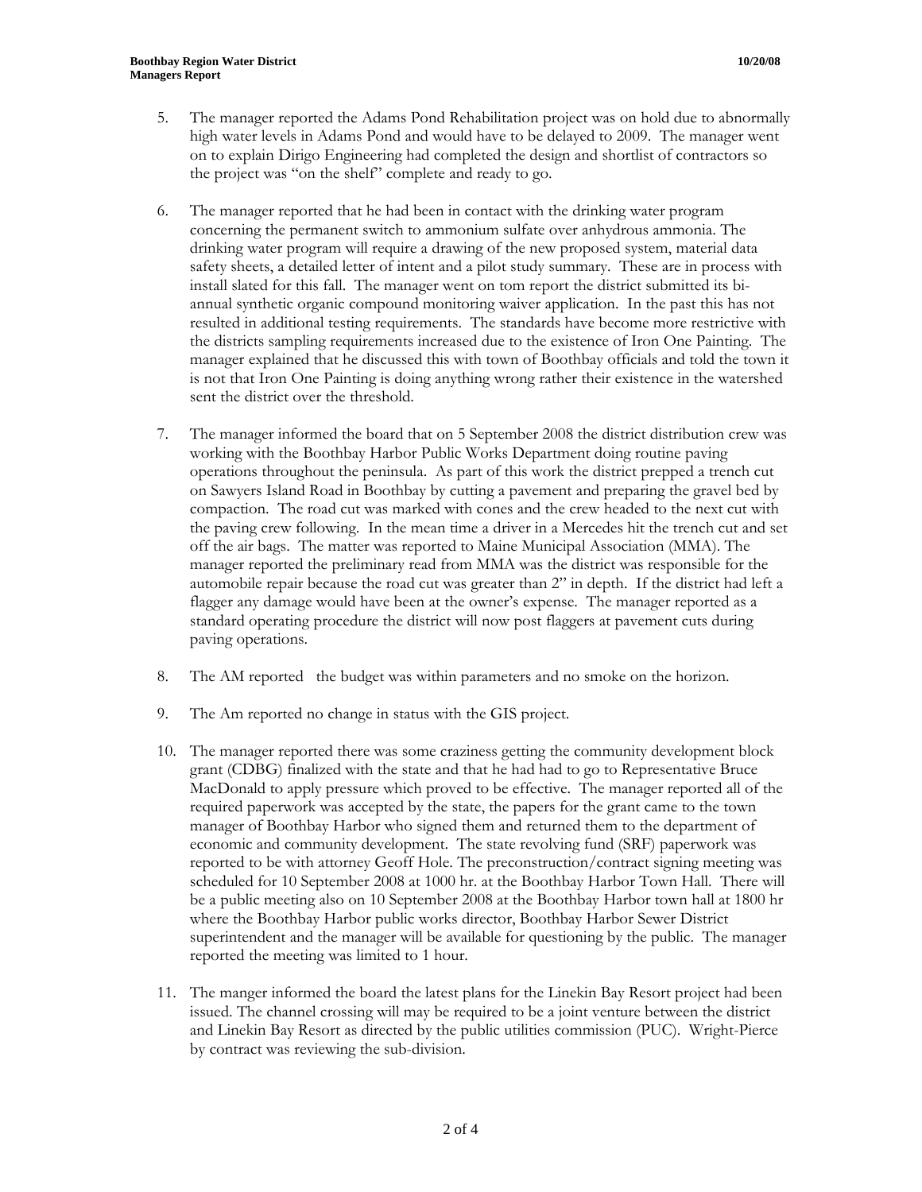5. The manager reported the Adams Pond Rehabilitation project was on hold due to abnormally high water levels in Adams Pond and would have to be delayed to 2009. The manager went on to explain Dirigo Engineering had completed the design and shortlist of contractors so the project was "on the shelf" complete and ready to go.

6. The manager reported that he had been in contact with the drinking water program concerning the permanent switch to ammonium sulfate over anhydrous ammonia. The drinking water program will require a drawing of the new proposed system, material data safety sheets, a detailed letter of intent and a pilot study summary. These are in process with install slated for this fall. The manager went on tom report the district submitted its bi-annual synthetic organic compound monitoring waiver application. In the past this has not resulted in additional testing requirements. The standards have become more restrictive with the districts sampling requirements increased due to the existence of Iron One Painting. The manager explained that he discussed this with town of Boothbay officials and told the town it is not that Iron One Painting is doing anything wrong rather their existence in the watershed sent the district over the threshold.

7. The manager informed the board that on 5 September 2008 the district distribution crew was working with the Boothbay Harbor Public Works Department doing routine paving operations throughout the peninsula. As part of this work the district prepped a trench cut on Sawyers Island Road in Boothbay by cutting a pavement and preparing the gravel bed by compaction. The road cut was marked with cones and the crew headed to the next cut with the paving crew following. In the mean time a driver in a Mercedes hit the trench cut and set off the air bags. The matter was reported to Maine Municipal Association (MMA). The manager reported the preliminary read from MMA was the district was responsible for the automobile repair because the road cut was greater than 2" in depth. If the district had left a flagger any damage would have been at the owner's expense. The manager reported as a standard operating procedure the district will now post flaggers at pavement cuts during paving operations.

8. The AM reported the budget was within parameters and no smoke on the horizon.

9. The Am reported no change in status with the GIS project.

10. The manager reported there was some craziness getting the community development block grant (CDBG) finalized with the state and that he had had to go to Representative Bruce MacDonald to apply pressure which proved to be effective. The manager reported all of the required paperwork was accepted by the state, the papers for the grant came to the town manager of Boothbay Harbor who signed them and returned them to the department of economic and community development. The state revolving fund (SRF) paperwork was reported to be with attorney Geoff Hole. The preconstruction/contract signing meeting was scheduled for 10 September 2008 at 1000 hr. at the Boothbay Harbor Town Hall. There will be a public meeting also on 10 September 2008 at the Boothbay Harbor town hall at 1800 hr where the Boothbay Harbor public works director, Boothbay Harbor Sewer District superintendent and the manager will be available for questioning by the public. The manager reported the meeting was limited to 1 hour.

11. The manger informed the board the latest plans for the Linekin Bay Resort project had been issued. The channel crossing will may be required to be a joint venture between the district and Linekin Bay Resort as directed by the public utilities commission (PUC). Wright-Pierce by contract was reviewing the sub-division.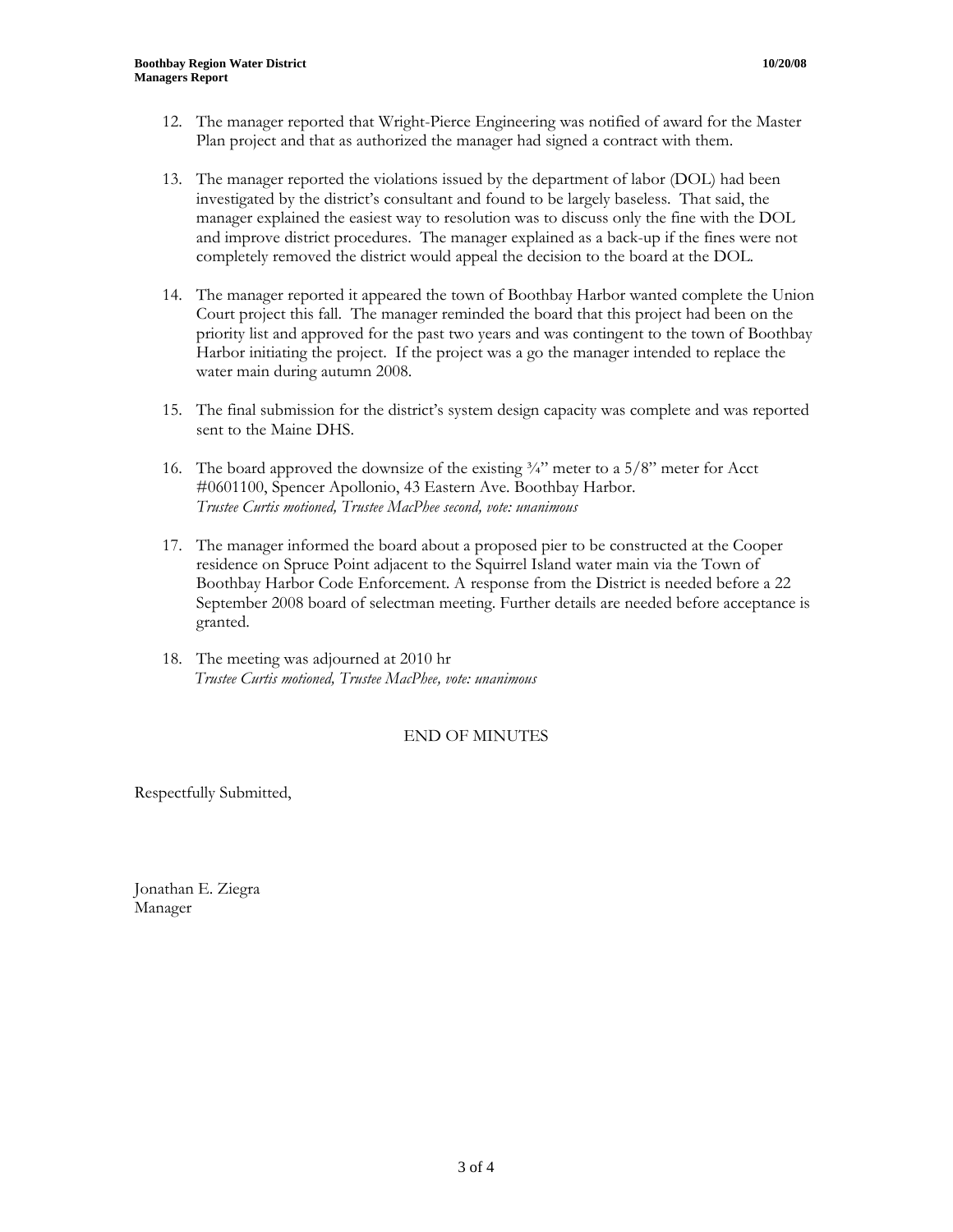12. The manager reported that Wright-Pierce Engineering was notified of award for the Master Plan project and that as authorized the manager had signed a contract with them.

13. The manager reported the violations issued by the department of labor (DOL) had been investigated by the district's consultant and found to be largely baseless. That said, the manager explained the easiest way to resolution was to discuss only the fine with the DOL and improve district procedures. The manager explained as a back-up if the fines were not completely removed the district would appeal the decision to the board at the DOL.

14. The manager reported it appeared the town of Boothbay Harbor wanted complete the Union Court project this fall. The manager reminded the board that this project had been on the priority list and approved for the past two years and was contingent to the town of Boothbay Harbor initiating the project. If the project was a go the manager intended to replace the water main during autumn 2008.

15. The final submission for the district's system design capacity was complete and was reported sent to the Maine DHS.

16. The board approved the downsize of the existing ¾" meter to a 5/8" meter for Acct #0601100, Spencer Apollonio, 43 Eastern Ave. Boothbay Harbor.
    *Trustee Curtis motioned, Trustee MacPhee second, vote: unanimous*

17. The manager informed the board about a proposed pier to be constructed at the Cooper residence on Spruce Point adjacent to the Squirrel Island water main via the Town of Boothbay Harbor Code Enforcement. A response from the District is needed before a 22 September 2008 board of selectman meeting. Further details are needed before acceptance is granted.

18. The meeting was adjourned at 2010 hr
    *Trustee Curtis motioned, Trustee MacPhee, vote: unanimous*

END OF MINUTES

Respectfully Submitted,

Jonathan E. Ziegra
Manager